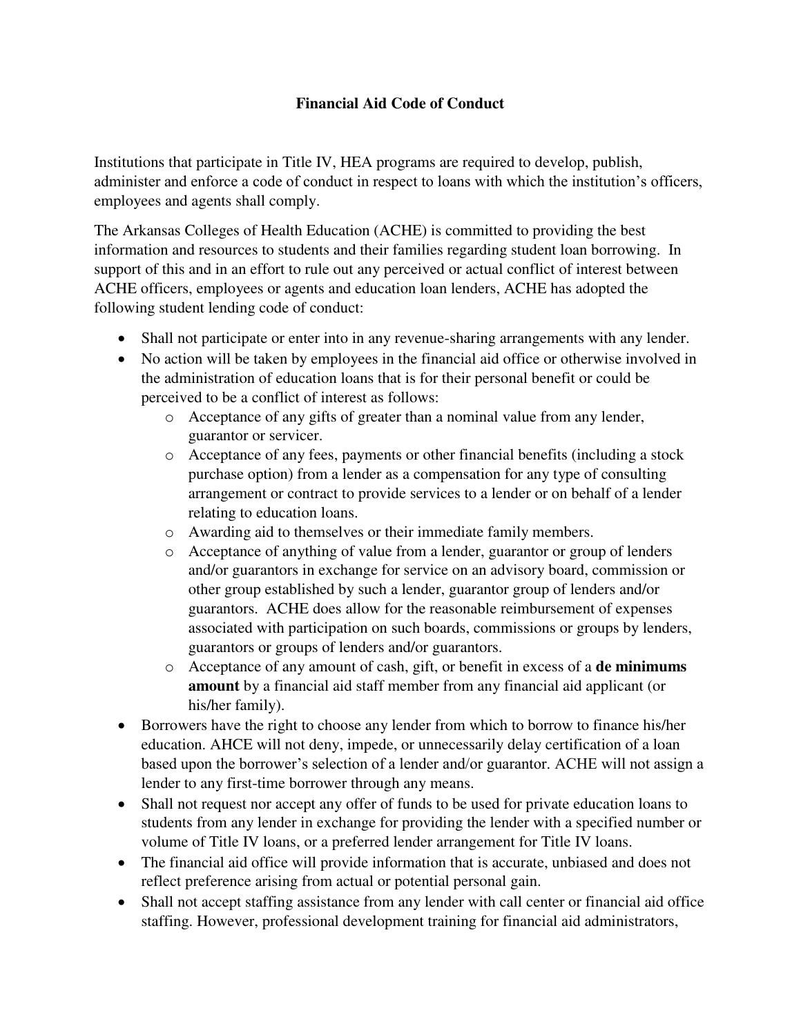**Financial Aid Code of Conduct**

Institutions that participate in Title IV, HEA programs are required to develop, publish, administer and enforce a code of conduct in respect to loans with which the institution's officers, employees and agents shall comply.

The Arkansas Colleges of Health Education (ACHE) is committed to providing the best information and resources to students and their families regarding student loan borrowing. In support of this and in an effort to rule out any perceived or actual conflict of interest between ACHE officers, employees or agents and education loan lenders, ACHE has adopted the following student lending code of conduct:

- Shall not participate or enter into in any revenue-sharing arrangements with any lender.
- No action will be taken by employees in the financial aid office or otherwise involved in the administration of education loans that is for their personal benefit or could be perceived to be a conflict of interest as follows:
  - Acceptance of any gifts of greater than a nominal value from any lender, guarantor or servicer.
  - Acceptance of any fees, payments or other financial benefits (including a stock purchase option) from a lender as a compensation for any type of consulting arrangement or contract to provide services to a lender or on behalf of a lender relating to education loans.
  - Awarding aid to themselves or their immediate family members.
  - Acceptance of anything of value from a lender, guarantor or group of lenders and/or guarantors in exchange for service on an advisory board, commission or other group established by such a lender, guarantor group of lenders and/or guarantors. ACHE does allow for the reasonable reimbursement of expenses associated with participation on such boards, commissions or groups by lenders, guarantors or groups of lenders and/or guarantors.
  - Acceptance of any amount of cash, gift, or benefit in excess of a **de minimums amount** by a financial aid staff member from any financial aid applicant (or his/her family).
- Borrowers have the right to choose any lender from which to borrow to finance his/her education. AHCE will not deny, impede, or unnecessarily delay certification of a loan based upon the borrower's selection of a lender and/or guarantor. ACHE will not assign a lender to any first-time borrower through any means.
- Shall not request nor accept any offer of funds to be used for private education loans to students from any lender in exchange for providing the lender with a specified number or volume of Title IV loans, or a preferred lender arrangement for Title IV loans.
- The financial aid office will provide information that is accurate, unbiased and does not reflect preference arising from actual or potential personal gain.
- Shall not accept staffing assistance from any lender with call center or financial aid office staffing. However, professional development training for financial aid administrators,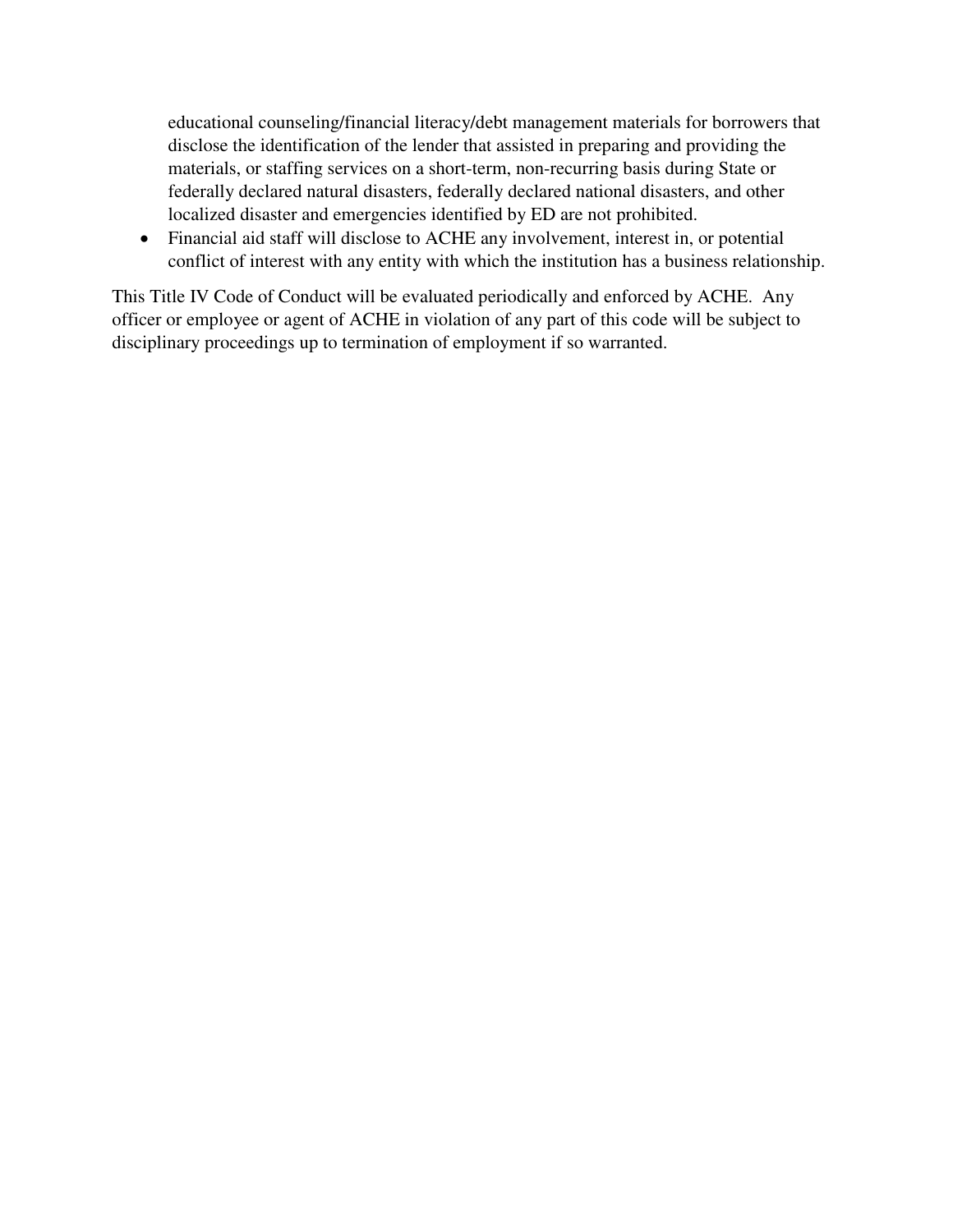educational counseling/financial literacy/debt management materials for borrowers that disclose the identification of the lender that assisted in preparing and providing the materials, or staffing services on a short-term, non-recurring basis during State or federally declared natural disasters, federally declared national disasters, and other localized disaster and emergencies identified by ED are not prohibited.

- Financial aid staff will disclose to ACHE any involvement, interest in, or potential conflict of interest with any entity with which the institution has a business relationship.

This Title IV Code of Conduct will be evaluated periodically and enforced by ACHE. Any officer or employee or agent of ACHE in violation of any part of this code will be subject to disciplinary proceedings up to termination of employment if so warranted.